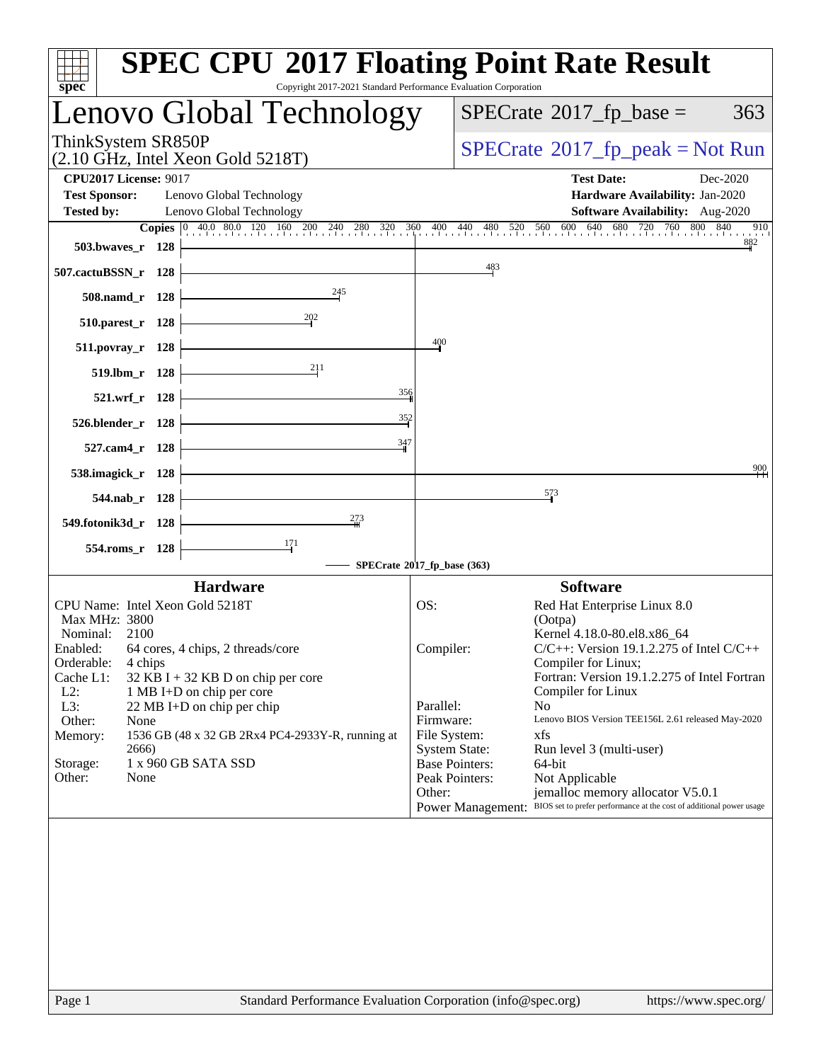# SPEC CPU 2017 Floating Point Rate Result

Copyright 2017-2021 Standard Performance Evaluation Corporation

## Lenovo Global Technology

ThinkSystem SR850P
(2.10 GHz, Intel Xeon Gold 5218T)

SPECrate 2017_fp_base = 363

SPECrate 2017_fp_peak = Not Run

**CPU2017 License:** 9017
**Test Sponsor:** Lenovo Global Technology
**Tested by:** Lenovo Global Technology

**Test Date:** Dec-2020
**Hardware Availability:** Jan-2020
**Software Availability:** Aug-2020

| Benchmark | Copies | SPECrate 2017_fp_base |
|---|---|---|
| 503.bwaves_r | 128 | 882 |
| 507.cactuBSSN_r | 128 | 483 |
| 508.namd_r | 128 | 245 |
| 510.parest_r | 128 | 202 |
| 511.povray_r | 128 | 400 |
| 519.lbm_r | 128 | 211 |
| 521.wrf_r | 128 | 356 |
| 526.blender_r | 128 | 352 |
| 527.cam4_r | 128 | 347 |
| 538.imagick_r | 128 | 900 |
| 544.nab_r | 128 | 573 |
| 549.fotonik3d_r | 128 | 273 |
| 554.roms_r | 128 | 171 |

SPECrate 2017_fp_base (363)

### Hardware

| | |
|---|---|
| CPU Name: | Intel Xeon Gold 5218T |
| Max MHz: | 3800 |
| Nominal: | 2100 |
| Enabled: | 64 cores, 4 chips, 2 threads/core |
| Orderable: | 4 chips |
| Cache L1: | 32 KB I + 32 KB D on chip per core |
| L2: | 1 MB I+D on chip per core |
| L3: | 22 MB I+D on chip per chip |
| Other: | None |
| Memory: | 1536 GB (48 x 32 GB 2Rx4 PC4-2933Y-R, running at 2666) |
| Storage: | 1 x 960 GB SATA SSD |
| Other: | None |

### Software

| | |
|---|---|
| OS: | Red Hat Enterprise Linux 8.0 (Ootpa) Kernel 4.18.0-80.el8.x86_64 |
| Compiler: | C/C++: Version 19.1.2.275 of Intel C/C++ Compiler for Linux; Fortran: Version 19.1.2.275 of Intel Fortran Compiler for Linux |
| Parallel: | No |
| Firmware: | Lenovo BIOS Version TEE156L 2.61 released May-2020 |
| File System: | xfs |
| System State: | Run level 3 (multi-user) |
| Base Pointers: | 64-bit |
| Peak Pointers: | Not Applicable |
| Other: | jemalloc memory allocator V5.0.1 |
| Power Management: | BIOS set to prefer performance at the cost of additional power usage |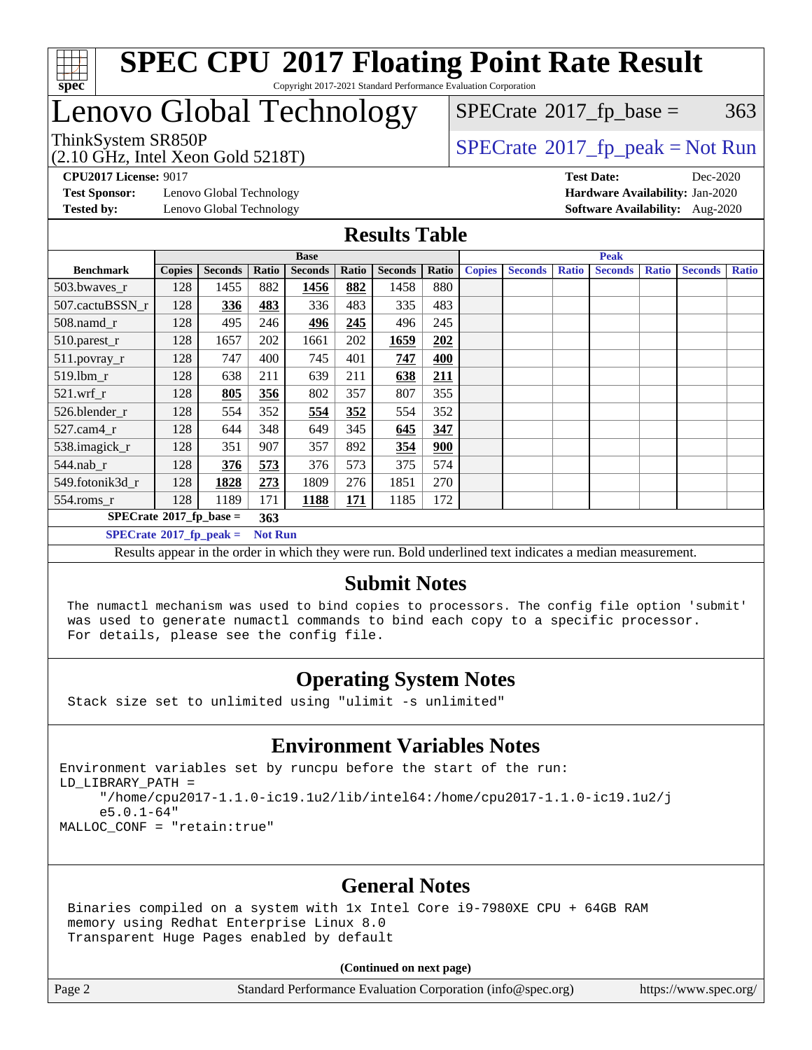# SPEC CPU 2017 Floating Point Rate Result

Copyright 2017-2021 Standard Performance Evaluation Corporation

## Lenovo Global Technology

ThinkSystem SR850P
(2.10 GHz, Intel Xeon Gold 5218T)

SPECrate 2017_fp_base = 363

SPECrate 2017_fp_peak = Not Run

**CPU2017 License:** 9017
**Test Sponsor:** Lenovo Global Technology
**Tested by:** Lenovo Global Technology

**Test Date:** Dec-2020
**Hardware Availability:** Jan-2020
**Software Availability:** Aug-2020

## Results Table

| | Base | | | | | | | Peak | | | | | | |
|---|---|---|---|---|---|---|---|---|---|---|---|---|---|---|
| **Benchmark** | **Copies** | **Seconds** | **Ratio** | **Seconds** | **Ratio** | **Seconds** | **Ratio** | **Copies** | **Seconds** | **Ratio** | **Seconds** | **Ratio** | **Seconds** | **Ratio** |
| 503.bwaves_r | 128 | 1455 | 882 | **1456** | **882** | 1458 | 880 | | | | | | | |
| 507.cactuBSSN_r | 128 | **336** | **483** | 336 | 483 | 335 | 483 | | | | | | | |
| 508.namd_r | 128 | 495 | 246 | **496** | **245** | 496 | 245 | | | | | | | |
| 510.parest_r | 128 | 1657 | 202 | 1661 | 202 | **1659** | **202** | | | | | | | |
| 511.povray_r | 128 | 747 | 400 | 745 | 401 | **747** | **400** | | | | | | | |
| 519.lbm_r | 128 | 638 | 211 | 639 | 211 | **638** | **211** | | | | | | | |
| 521.wrf_r | 128 | **805** | **356** | 802 | 357 | 807 | 355 | | | | | | | |
| 526.blender_r | 128 | 554 | 352 | **554** | **352** | 554 | 352 | | | | | | | |
| 527.cam4_r | 128 | 644 | 348 | 649 | 345 | **645** | **347** | | | | | | | |
| 538.imagick_r | 128 | 351 | 907 | 357 | 892 | **354** | **900** | | | | | | | |
| 544.nab_r | 128 | **376** | **573** | 376 | 573 | 375 | 574 | | | | | | | |
| 549.fotonik3d_r | 128 | **1828** | **273** | 1809 | 276 | 1851 | 270 | | | | | | | |
| 554.roms_r | 128 | 1189 | 171 | **1188** | **171** | 1185 | 172 | | | | | | | |

**SPECrate 2017_fp_base = 363**

**SPECrate 2017_fp_peak = Not Run**

Results appear in the order in which they were run. Bold underlined text indicates a median measurement.

## Submit Notes

The numactl mechanism was used to bind copies to processors. The config file option 'submit' was used to generate numactl commands to bind each copy to a specific processor.
For details, please see the config file.

## Operating System Notes

Stack size set to unlimited using "ulimit -s unlimited"

## Environment Variables Notes

```
Environment variables set by runcpu before the start of the run:
LD_LIBRARY_PATH =
     "/home/cpu2017-1.1.0-ic19.1u2/lib/intel64:/home/cpu2017-1.1.0-ic19.1u2/j
     e5.0.1-64"
MALLOC_CONF = "retain:true"
```

## General Notes

Binaries compiled on a system with 1x Intel Core i9-7980XE CPU + 64GB RAM
memory using Redhat Enterprise Linux 8.0
Transparent Huge Pages enabled by default

**(Continued on next page)**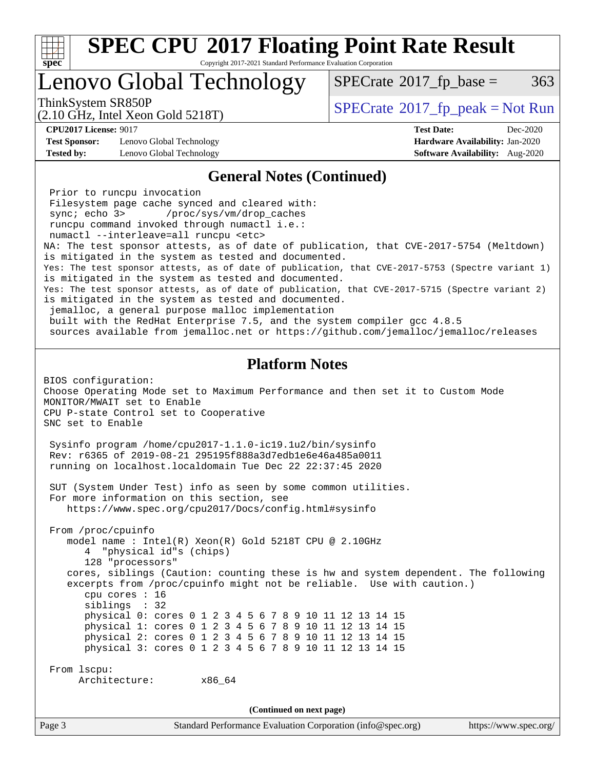# SPEC CPU 2017 Floating Point Rate Result

Copyright 2017-2021 Standard Performance Evaluation Corporation

## Lenovo Global Technology

ThinkSystem SR850P
(2.10 GHz, Intel Xeon Gold 5218T)

SPECrate 2017_fp_base = 363

SPECrate 2017_fp_peak = Not Run

**CPU2017 License:** 9017
**Test Sponsor:** Lenovo Global Technology
**Tested by:** Lenovo Global Technology

**Test Date:** Dec-2020
**Hardware Availability:** Jan-2020
**Software Availability:** Aug-2020

### General Notes (Continued)

```
 Prior to runcpu invocation
 Filesystem page cache synced and cleared with:
 sync; echo 3>       /proc/sys/vm/drop_caches
 runcpu command invoked through numactl i.e.:
 numactl --interleave=all runcpu <etc>
NA: The test sponsor attests, as of date of publication, that CVE-2017-5754 (Meltdown)
is mitigated in the system as tested and documented.
Yes: The test sponsor attests, as of date of publication, that CVE-2017-5753 (Spectre variant 1)
is mitigated in the system as tested and documented.
Yes: The test sponsor attests, as of date of publication, that CVE-2017-5715 (Spectre variant 2)
is mitigated in the system as tested and documented.
 jemalloc, a general purpose malloc implementation
 built with the RedHat Enterprise 7.5, and the system compiler gcc 4.8.5
 sources available from jemalloc.net or https://github.com/jemalloc/jemalloc/releases
```

### Platform Notes

```
BIOS configuration:
Choose Operating Mode set to Maximum Performance and then set it to Custom Mode
MONITOR/MWAIT set to Enable
CPU P-state Control set to Cooperative
SNC set to Enable

 Sysinfo program /home/cpu2017-1.1.0-ic19.1u2/bin/sysinfo
 Rev: r6365 of 2019-08-21 295195f888a3d7edb1e6e46a485a0011
 running on localhost.localdomain Tue Dec 22 22:37:45 2020

 SUT (System Under Test) info as seen by some common utilities.
 For more information on this section, see
    https://www.spec.org/cpu2017/Docs/config.html#sysinfo

 From /proc/cpuinfo
    model name : Intel(R) Xeon(R) Gold 5218T CPU @ 2.10GHz
       4  "physical id"s (chips)
       128 "processors"
    cores, siblings (Caution: counting these is hw and system dependent. The following
    excerpts from /proc/cpuinfo might not be reliable.  Use with caution.)
       cpu cores : 16
       siblings  : 32
       physical 0: cores 0 1 2 3 4 5 6 7 8 9 10 11 12 13 14 15
       physical 1: cores 0 1 2 3 4 5 6 7 8 9 10 11 12 13 14 15
       physical 2: cores 0 1 2 3 4 5 6 7 8 9 10 11 12 13 14 15
       physical 3: cores 0 1 2 3 4 5 6 7 8 9 10 11 12 13 14 15

 From lscpu:
      Architecture:        x86_64
```

(Continued on next page)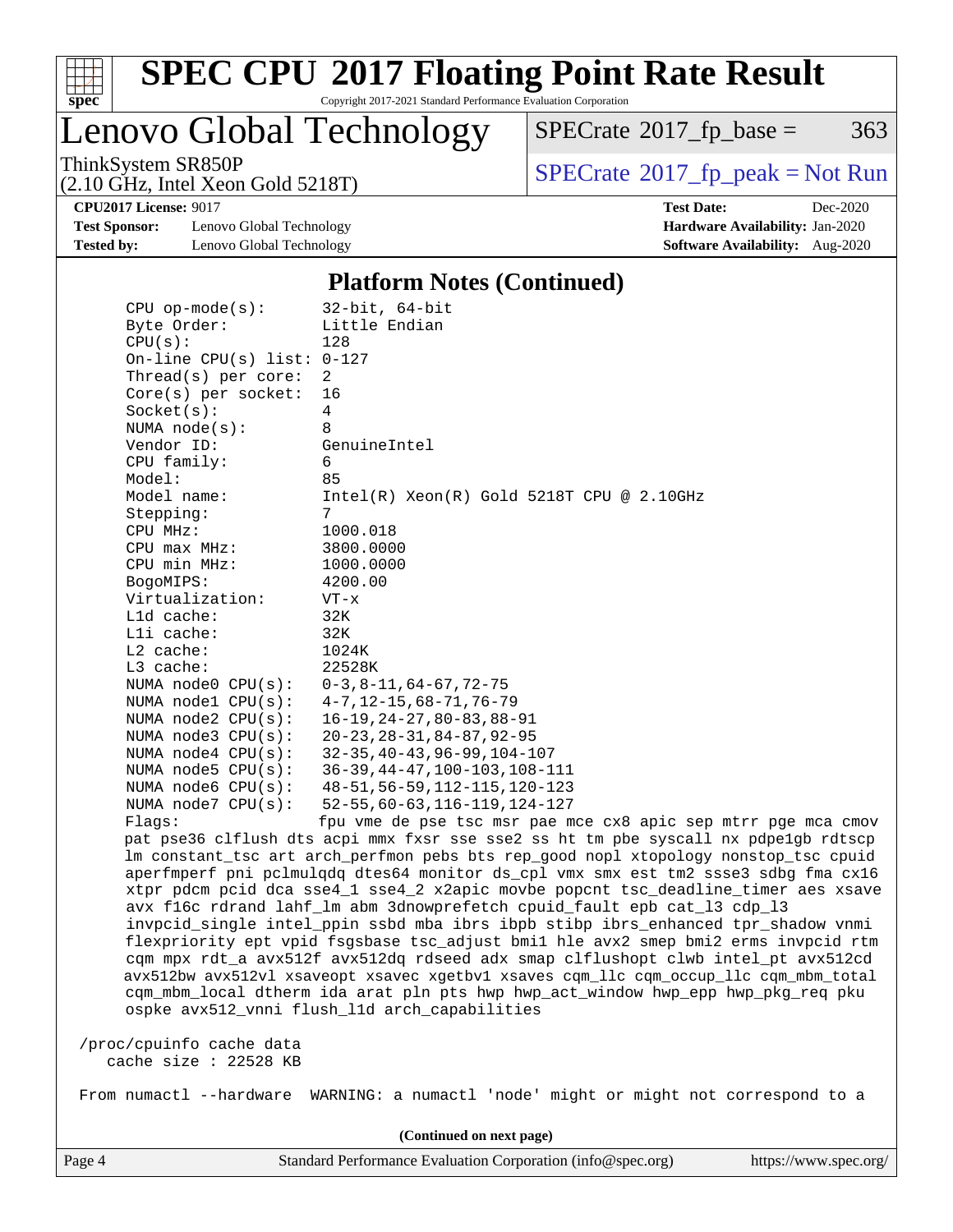## Platform Notes (Continued)

```
CPU op-mode(s):        32-bit, 64-bit
Byte Order:            Little Endian
CPU(s):                128
On-line CPU(s) list:   0-127
Thread(s) per core:    2
Core(s) per socket:    16
Socket(s):             4
NUMA node(s):          8
Vendor ID:             GenuineIntel
CPU family:            6
Model:                 85
Model name:            Intel(R) Xeon(R) Gold 5218T CPU @ 2.10GHz
Stepping:              7
CPU MHz:               1000.018
CPU max MHz:           3800.0000
CPU min MHz:           1000.0000
BogoMIPS:              4200.00
Virtualization:        VT-x
L1d cache:             32K
L1i cache:             32K
L2 cache:              1024K
L3 cache:              22528K
NUMA node0 CPU(s):     0-3,8-11,64-67,72-75
NUMA node1 CPU(s):     4-7,12-15,68-71,76-79
NUMA node2 CPU(s):     16-19,24-27,80-83,88-91
NUMA node3 CPU(s):     20-23,28-31,84-87,92-95
NUMA node4 CPU(s):     32-35,40-43,96-99,104-107
NUMA node5 CPU(s):     36-39,44-47,100-103,108-111
NUMA node6 CPU(s):     48-51,56-59,112-115,120-123
NUMA node7 CPU(s):     52-55,60-63,116-119,124-127
Flags:                 fpu vme de pse tsc msr pae mce cx8 apic sep mtrr pge mca cmov
pat pse36 clflush dts acpi mmx fxsr sse sse2 ss ht tm pbe syscall nx pdpe1gb rdtscp
lm constant_tsc art arch_perfmon pebs bts rep_good nopl xtopology nonstop_tsc cpuid
aperfmperf pni pclmulqdq dtes64 monitor ds_cpl vmx smx est tm2 ssse3 sdbg fma cx16
xtpr pdcm pcid dca sse4_1 sse4_2 x2apic movbe popcnt tsc_deadline_timer aes xsave
avx f16c rdrand lahf_lm abm 3dnowprefetch cpuid_fault epb cat_l3 cdp_l3
invpcid_single intel_ppin ssbd mba ibrs ibpb stibp ibrs_enhanced tpr_shadow vnmi
flexpriority ept vpid fsgsbase tsc_adjust bmi1 hle avx2 smep bmi2 erms invpcid rtm
cqm mpx rdt_a avx512f avx512dq rdseed adx smap clflushopt clwb intel_pt avx512cd
avx512bw avx512vl xsaveopt xsavec xgetbv1 xsaves cqm_llc cqm_occup_llc cqm_mbm_total
cqm_mbm_local dtherm ida arat pln pts hwp hwp_act_window hwp_epp hwp_pkg_req pku
ospke avx512_vnni flush_l1d arch_capabilities

/proc/cpuinfo cache data
   cache size : 22528 KB

From numactl --hardware  WARNING: a numactl 'node' might or might not correspond to a
```

(Continued on next page)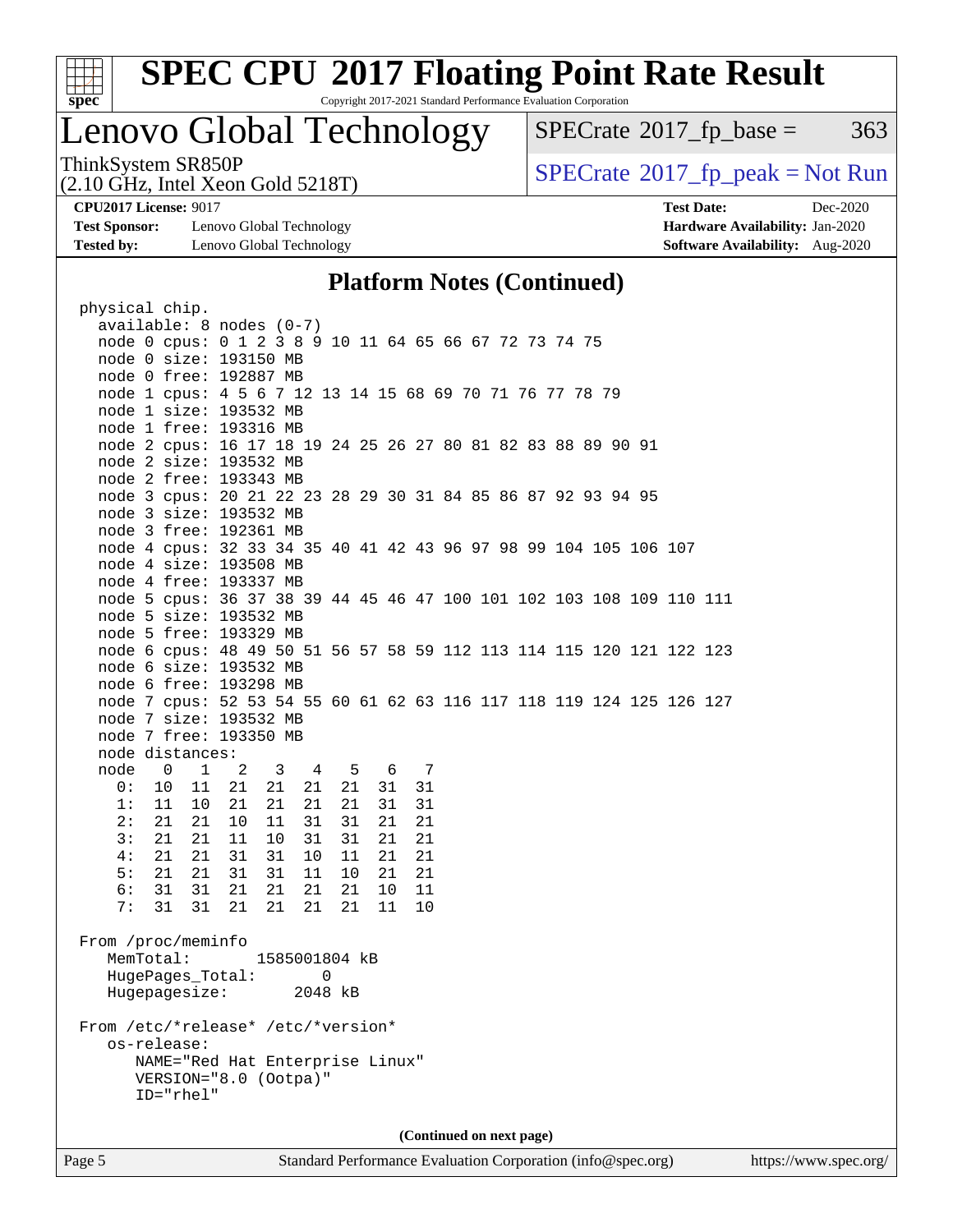# SPEC CPU 2017 Floating Point Rate Result

Copyright 2017-2021 Standard Performance Evaluation Corporation

## Lenovo Global Technology

ThinkSystem SR850P
(2.10 GHz, Intel Xeon Gold 5218T)

SPECrate 2017_fp_base = 363

SPECrate 2017_fp_peak = Not Run

**CPU2017 License:** 9017
**Test Sponsor:** Lenovo Global Technology
**Tested by:** Lenovo Global Technology

**Test Date:** Dec-2020
**Hardware Availability:** Jan-2020
**Software Availability:** Aug-2020

### Platform Notes (Continued)

```
physical chip.
  available: 8 nodes (0-7)
  node 0 cpus: 0 1 2 3 8 9 10 11 64 65 66 67 72 73 74 75
  node 0 size: 193150 MB
  node 0 free: 192887 MB
  node 1 cpus: 4 5 6 7 12 13 14 15 68 69 70 71 76 77 78 79
  node 1 size: 193532 MB
  node 1 free: 193316 MB
  node 2 cpus: 16 17 18 19 24 25 26 27 80 81 82 83 88 89 90 91
  node 2 size: 193532 MB
  node 2 free: 193343 MB
  node 3 cpus: 20 21 22 23 28 29 30 31 84 85 86 87 92 93 94 95
  node 3 size: 193532 MB
  node 3 free: 192361 MB
  node 4 cpus: 32 33 34 35 40 41 42 43 96 97 98 99 104 105 106 107
  node 4 size: 193508 MB
  node 4 free: 193337 MB
  node 5 cpus: 36 37 38 39 44 45 46 47 100 101 102 103 108 109 110 111
  node 5 size: 193532 MB
  node 5 free: 193329 MB
  node 6 cpus: 48 49 50 51 56 57 58 59 112 113 114 115 120 121 122 123
  node 6 size: 193532 MB
  node 6 free: 193298 MB
  node 7 cpus: 52 53 54 55 60 61 62 63 116 117 118 119 124 125 126 127
  node 7 size: 193532 MB
  node 7 free: 193350 MB
  node distances:
  node   0   1   2   3   4   5   6   7
    0:  10  11  21  21  21  21  31  31
    1:  11  10  21  21  21  21  31  31
    2:  21  21  10  11  31  31  21  21
    3:  21  21  11  10  31  31  21  21
    4:  21  21  31  31  10  11  21  21
    5:  21  21  31  31  11  10  21  21
    6:  31  31  21  21  21  21  10  11
    7:  31  31  21  21  21  21  11  10

From /proc/meminfo
   MemTotal:       1585001804 kB
   HugePages_Total:       0
   Hugepagesize:       2048 kB

From /etc/*release* /etc/*version*
   os-release:
      NAME="Red Hat Enterprise Linux"
      VERSION="8.0 (Ootpa)"
      ID="rhel"
```

**(Continued on next page)**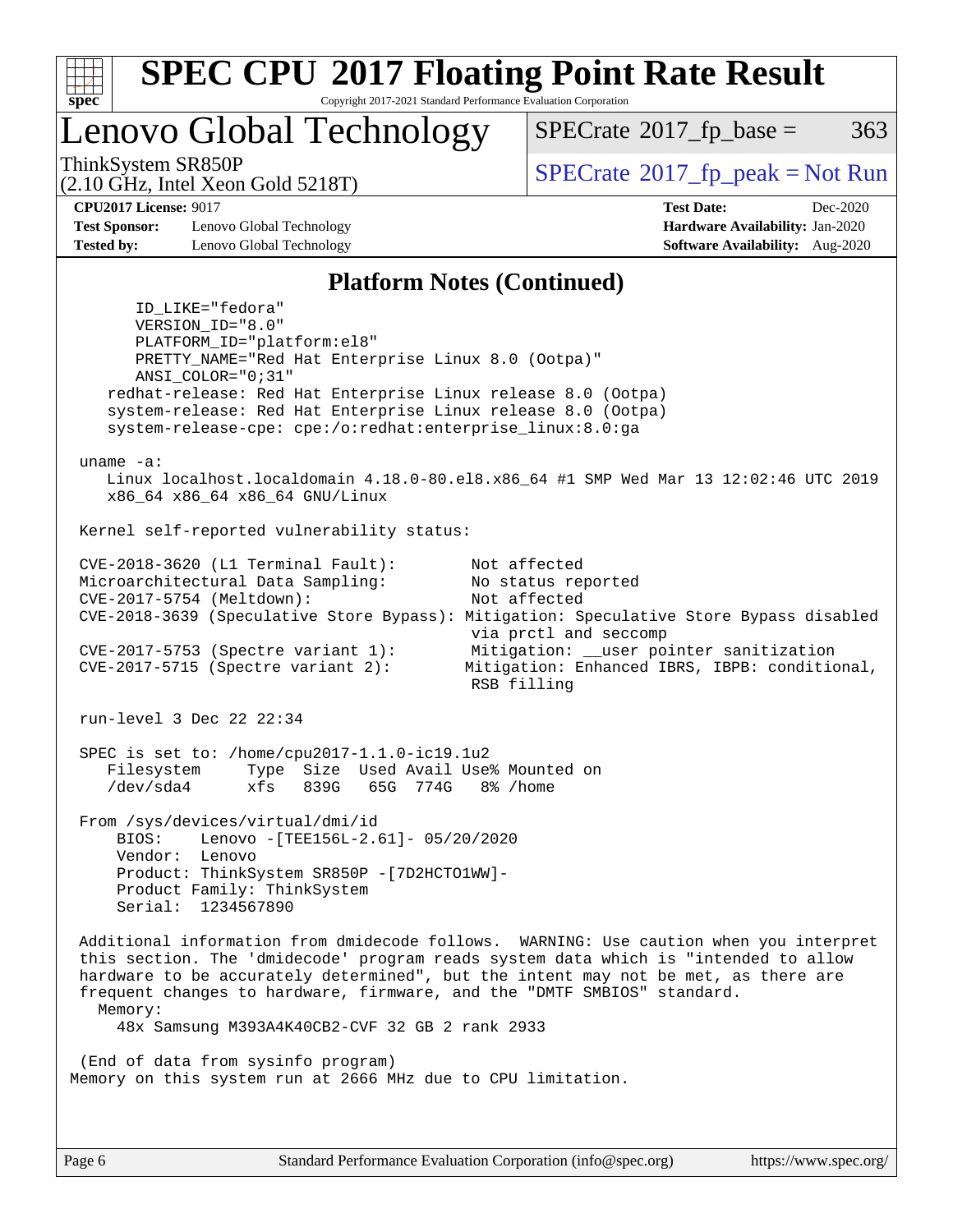## Platform Notes (Continued)

```
      ID_LIKE="fedora"
      VERSION_ID="8.0"
      PLATFORM_ID="platform:el8"
      PRETTY_NAME="Red Hat Enterprise Linux 8.0 (Ootpa)"
      ANSI_COLOR="0;31"
    redhat-release: Red Hat Enterprise Linux release 8.0 (Ootpa)
    system-release: Red Hat Enterprise Linux release 8.0 (Ootpa)
    system-release-cpe: cpe:/o:redhat:enterprise_linux:8.0:ga

 uname -a:
    Linux localhost.localdomain 4.18.0-80.el8.x86_64 #1 SMP Wed Mar 13 12:02:46 UTC 2019
    x86_64 x86_64 x86_64 GNU/Linux

 Kernel self-reported vulnerability status:

 CVE-2018-3620 (L1 Terminal Fault):        Not affected
 Microarchitectural Data Sampling:         No status reported
 CVE-2017-5754 (Meltdown):                 Not affected
 CVE-2018-3639 (Speculative Store Bypass): Mitigation: Speculative Store Bypass disabled
                                           via prctl and seccomp
 CVE-2017-5753 (Spectre variant 1):        Mitigation: __user pointer sanitization
 CVE-2017-5715 (Spectre variant 2):        Mitigation: Enhanced IBRS, IBPB: conditional,
                                           RSB filling

 run-level 3 Dec 22 22:34

 SPEC is set to: /home/cpu2017-1.1.0-ic19.1u2
    Filesystem     Type  Size  Used Avail Use% Mounted on
    /dev/sda4      xfs   839G   65G  774G   8% /home

 From /sys/devices/virtual/dmi/id
     BIOS:    Lenovo -[TEE156L-2.61]- 05/20/2020
     Vendor:  Lenovo
     Product: ThinkSystem SR850P -[7D2HCTO1WW]-
     Product Family: ThinkSystem
     Serial:  1234567890

 Additional information from dmidecode follows.  WARNING: Use caution when you interpret
 this section. The 'dmidecode' program reads system data which is "intended to allow
 hardware to be accurately determined", but the intent may not be met, as there are
 frequent changes to hardware, firmware, and the "DMTF SMBIOS" standard.
   Memory:
     48x Samsung M393A4K40CB2-CVF 32 GB 2 rank 2933

 (End of data from sysinfo program)
Memory on this system run at 2666 MHz due to CPU limitation.
```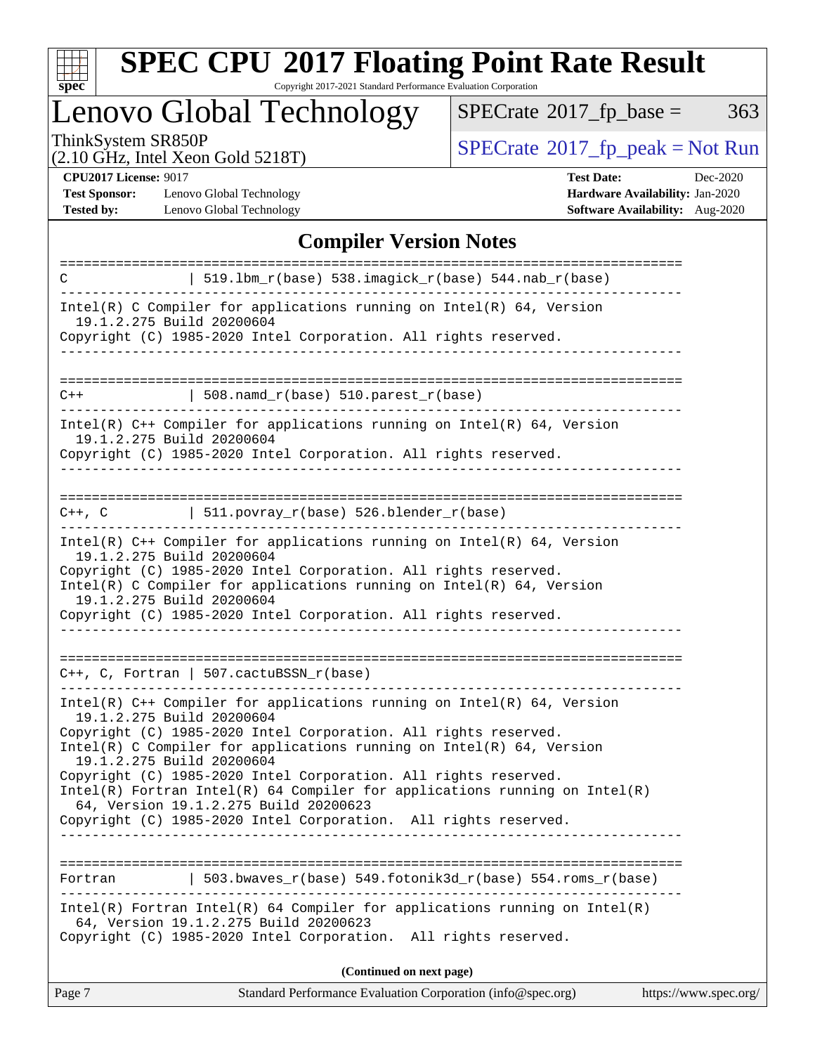# SPEC CPU 2017 Floating Point Rate Result

Copyright 2017-2021 Standard Performance Evaluation Corporation

## Lenovo Global Technology

ThinkSystem SR850P
(2.10 GHz, Intel Xeon Gold 5218T)

SPECrate 2017_fp_base = 363

SPECrate 2017_fp_peak = Not Run

**CPU2017 License:** 9017
**Test Sponsor:** Lenovo Global Technology
**Tested by:** Lenovo Global Technology

**Test Date:** Dec-2020
**Hardware Availability:** Jan-2020
**Software Availability:** Aug-2020

### Compiler Version Notes

```
==============================================================================
C              | 519.lbm_r(base) 538.imagick_r(base) 544.nab_r(base)
------------------------------------------------------------------------------
Intel(R) C Compiler for applications running on Intel(R) 64, Version
  19.1.2.275 Build 20200604
Copyright (C) 1985-2020 Intel Corporation. All rights reserved.
------------------------------------------------------------------------------

==============================================================================
C++            | 508.namd_r(base) 510.parest_r(base)
------------------------------------------------------------------------------
Intel(R) C++ Compiler for applications running on Intel(R) 64, Version
  19.1.2.275 Build 20200604
Copyright (C) 1985-2020 Intel Corporation. All rights reserved.
------------------------------------------------------------------------------

==============================================================================
C++, C         | 511.povray_r(base) 526.blender_r(base)
------------------------------------------------------------------------------
Intel(R) C++ Compiler for applications running on Intel(R) 64, Version
  19.1.2.275 Build 20200604
Copyright (C) 1985-2020 Intel Corporation. All rights reserved.
Intel(R) C Compiler for applications running on Intel(R) 64, Version
  19.1.2.275 Build 20200604
Copyright (C) 1985-2020 Intel Corporation. All rights reserved.
------------------------------------------------------------------------------

==============================================================================
C++, C, Fortran | 507.cactuBSSN_r(base)
------------------------------------------------------------------------------
Intel(R) C++ Compiler for applications running on Intel(R) 64, Version
  19.1.2.275 Build 20200604
Copyright (C) 1985-2020 Intel Corporation. All rights reserved.
Intel(R) C Compiler for applications running on Intel(R) 64, Version
  19.1.2.275 Build 20200604
Copyright (C) 1985-2020 Intel Corporation. All rights reserved.
Intel(R) Fortran Intel(R) 64 Compiler for applications running on Intel(R)
  64, Version 19.1.2.275 Build 20200623
Copyright (C) 1985-2020 Intel Corporation.  All rights reserved.
------------------------------------------------------------------------------

==============================================================================
Fortran        | 503.bwaves_r(base) 549.fotonik3d_r(base) 554.roms_r(base)
------------------------------------------------------------------------------
Intel(R) Fortran Intel(R) 64 Compiler for applications running on Intel(R)
  64, Version 19.1.2.275 Build 20200623
Copyright (C) 1985-2020 Intel Corporation.  All rights reserved.
```

**(Continued on next page)**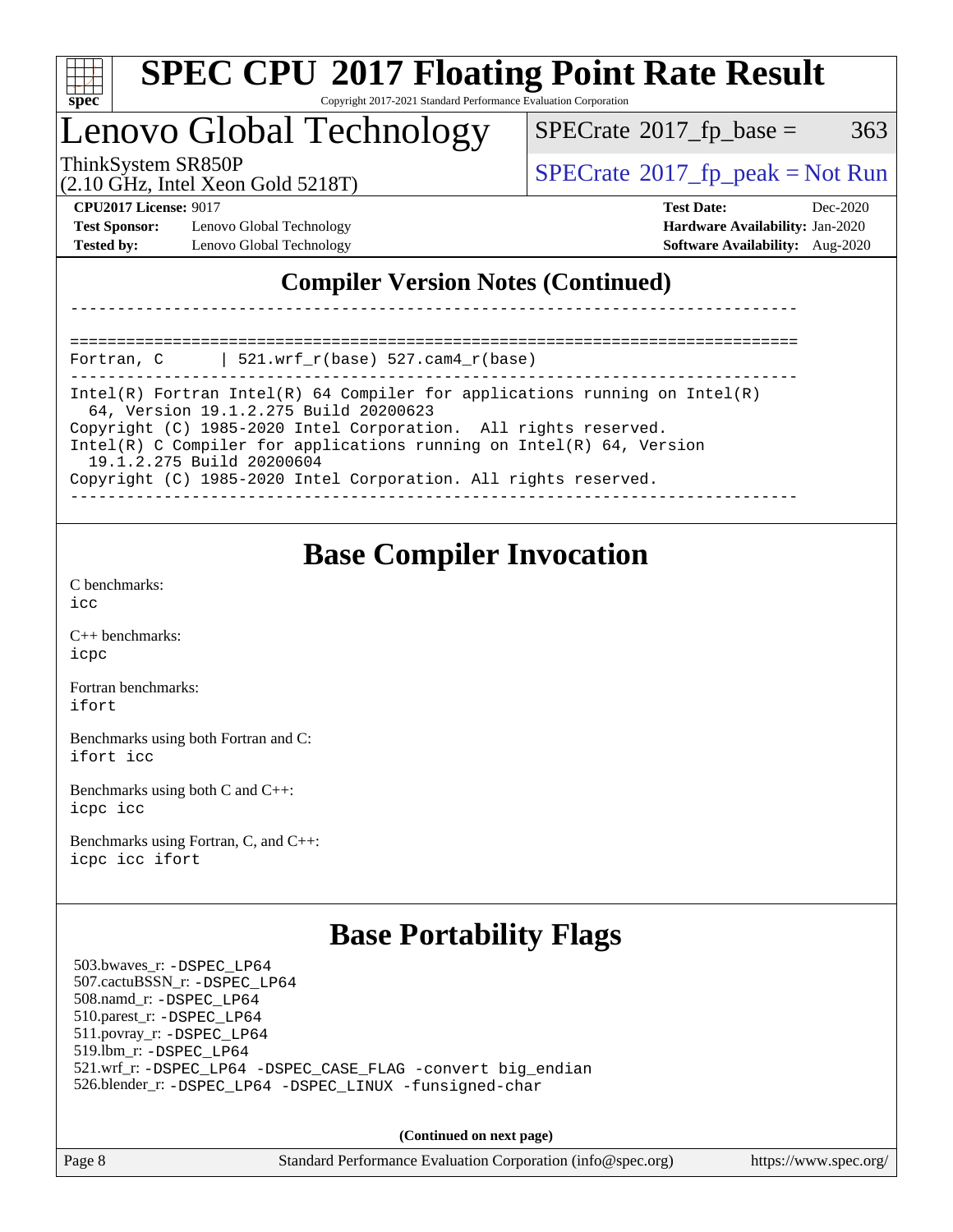# SPEC CPU 2017 Floating Point Rate Result

Copyright 2017-2021 Standard Performance Evaluation Corporation

## Lenovo Global Technology

ThinkSystem SR850P
(2.10 GHz, Intel Xeon Gold 5218T)

SPECrate 2017_fp_base = 363

SPECrate 2017_fp_peak = Not Run

**CPU2017 License:** 9017
**Test Sponsor:** Lenovo Global Technology
**Tested by:** Lenovo Global Technology

**Test Date:** Dec-2020
**Hardware Availability:** Jan-2020
**Software Availability:** Aug-2020

## Compiler Version Notes (Continued)

```
------------------------------------------------------------------------------

==============================================================================
Fortran, C      | 521.wrf_r(base) 527.cam4_r(base)
------------------------------------------------------------------------------
Intel(R) Fortran Intel(R) 64 Compiler for applications running on Intel(R)
  64, Version 19.1.2.275 Build 20200623
Copyright (C) 1985-2020 Intel Corporation.  All rights reserved.
Intel(R) C Compiler for applications running on Intel(R) 64, Version
  19.1.2.275 Build 20200604
Copyright (C) 1985-2020 Intel Corporation. All rights reserved.
------------------------------------------------------------------------------
```

## Base Compiler Invocation

C benchmarks:
icc

C++ benchmarks:
icpc

Fortran benchmarks:
ifort

Benchmarks using both Fortran and C:
ifort icc

Benchmarks using both C and C++:
icpc icc

Benchmarks using Fortran, C, and C++:
icpc icc ifort

## Base Portability Flags

503.bwaves_r: -DSPEC_LP64
507.cactuBSSN_r: -DSPEC_LP64
508.namd_r: -DSPEC_LP64
510.parest_r: -DSPEC_LP64
511.povray_r: -DSPEC_LP64
519.lbm_r: -DSPEC_LP64
521.wrf_r: -DSPEC_LP64 -DSPEC_CASE_FLAG -convert big_endian
526.blender_r: -DSPEC_LP64 -DSPEC_LINUX -funsigned-char

**(Continued on next page)**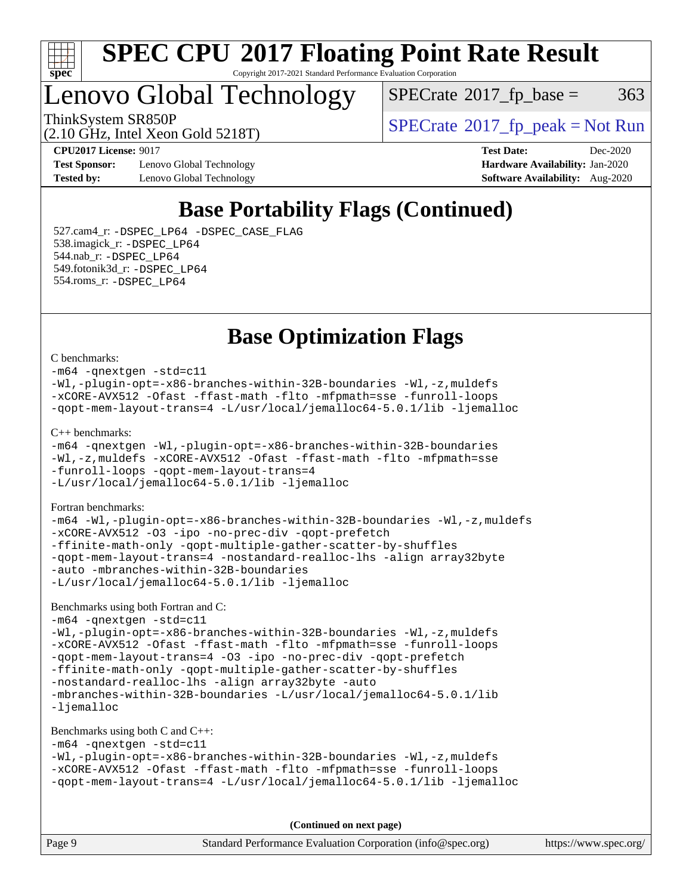# Base Portability Flags (Continued)

527.cam4_r: `-DSPEC_LP64 -DSPEC_CASE_FLAG`
538.imagick_r: `-DSPEC_LP64`
544.nab_r: `-DSPEC_LP64`
549.fotonik3d_r: `-DSPEC_LP64`
554.roms_r: `-DSPEC_LP64`

# Base Optimization Flags

C benchmarks:

```
-m64 -qnextgen -std=c11
-Wl,-plugin-opt=-x86-branches-within-32B-boundaries -Wl,-z,muldefs
-xCORE-AVX512 -Ofast -ffast-math -flto -mfpmath=sse -funroll-loops
-qopt-mem-layout-trans=4 -L/usr/local/jemalloc64-5.0.1/lib -ljemalloc
```

C++ benchmarks:

```
-m64 -qnextgen -Wl,-plugin-opt=-x86-branches-within-32B-boundaries
-Wl,-z,muldefs -xCORE-AVX512 -Ofast -ffast-math -flto -mfpmath=sse
-funroll-loops -qopt-mem-layout-trans=4
-L/usr/local/jemalloc64-5.0.1/lib -ljemalloc
```

Fortran benchmarks:

```
-m64 -Wl,-plugin-opt=-x86-branches-within-32B-boundaries -Wl,-z,muldefs
-xCORE-AVX512 -O3 -ipo -no-prec-div -qopt-prefetch
-ffinite-math-only -qopt-multiple-gather-scatter-by-shuffles
-qopt-mem-layout-trans=4 -nostandard-realloc-lhs -align array32byte
-auto -mbranches-within-32B-boundaries
-L/usr/local/jemalloc64-5.0.1/lib -ljemalloc
```

Benchmarks using both Fortran and C:

```
-m64 -qnextgen -std=c11
-Wl,-plugin-opt=-x86-branches-within-32B-boundaries -Wl,-z,muldefs
-xCORE-AVX512 -Ofast -ffast-math -flto -mfpmath=sse -funroll-loops
-qopt-mem-layout-trans=4 -O3 -ipo -no-prec-div -qopt-prefetch
-ffinite-math-only -qopt-multiple-gather-scatter-by-shuffles
-nostandard-realloc-lhs -align array32byte -auto
-mbranches-within-32B-boundaries -L/usr/local/jemalloc64-5.0.1/lib
-ljemalloc
```

Benchmarks using both C and C++:

```
-m64 -qnextgen -std=c11
-Wl,-plugin-opt=-x86-branches-within-32B-boundaries -Wl,-z,muldefs
-xCORE-AVX512 -Ofast -ffast-math -flto -mfpmath=sse -funroll-loops
-qopt-mem-layout-trans=4 -L/usr/local/jemalloc64-5.0.1/lib -ljemalloc
```

**(Continued on next page)**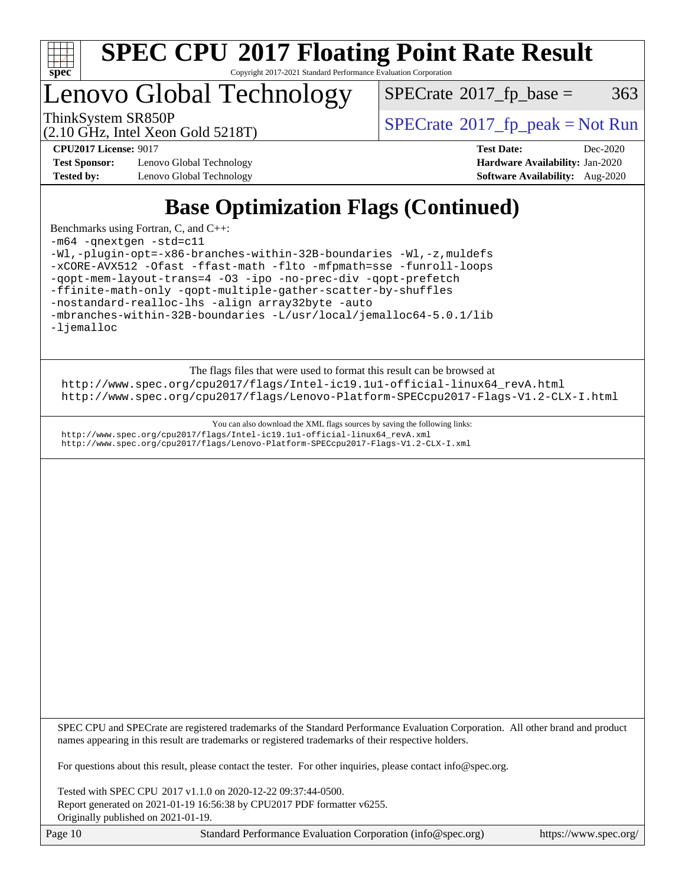# SPEC CPU 2017 Floating Point Rate Result

Copyright 2017-2021 Standard Performance Evaluation Corporation

## Lenovo Global Technology

ThinkSystem SR850P
(2.10 GHz, Intel Xeon Gold 5218T)

SPECrate 2017_fp_base = 363

SPECrate 2017_fp_peak = Not Run

**CPU2017 License:** 9017
**Test Sponsor:** Lenovo Global Technology
**Tested by:** Lenovo Global Technology

**Test Date:** Dec-2020
**Hardware Availability:** Jan-2020
**Software Availability:** Aug-2020

## Base Optimization Flags (Continued)

Benchmarks using Fortran, C, and C++:

```
-m64 -qnextgen -std=c11
-Wl,-plugin-opt=-x86-branches-within-32B-boundaries -Wl,-z,muldefs
-xCORE-AVX512 -Ofast -ffast-math -flto -mfpmath=sse -funroll-loops
-qopt-mem-layout-trans=4 -O3 -ipo -no-prec-div -qopt-prefetch
-ffinite-math-only -qopt-multiple-gather-scatter-by-shuffles
-nostandard-realloc-lhs -align array32byte -auto
-mbranches-within-32B-boundaries -L/usr/local/jemalloc64-5.0.1/lib
-ljemalloc
```

The flags files that were used to format this result can be browsed at
http://www.spec.org/cpu2017/flags/Intel-ic19.1u1-official-linux64_revA.html
http://www.spec.org/cpu2017/flags/Lenovo-Platform-SPECcpu2017-Flags-V1.2-CLX-I.html

You can also download the XML flags sources by saving the following links:
http://www.spec.org/cpu2017/flags/Intel-ic19.1u1-official-linux64_revA.xml
http://www.spec.org/cpu2017/flags/Lenovo-Platform-SPECcpu2017-Flags-V1.2-CLX-I.xml

SPEC CPU and SPECrate are registered trademarks of the Standard Performance Evaluation Corporation. All other brand and product names appearing in this result are trademarks or registered trademarks of their respective holders.

For questions about this result, please contact the tester. For other inquiries, please contact info@spec.org.

Tested with SPEC CPU 2017 v1.1.0 on 2020-12-22 09:37:44-0500.
Report generated on 2021-01-19 16:56:38 by CPU2017 PDF formatter v6255.
Originally published on 2021-01-19.